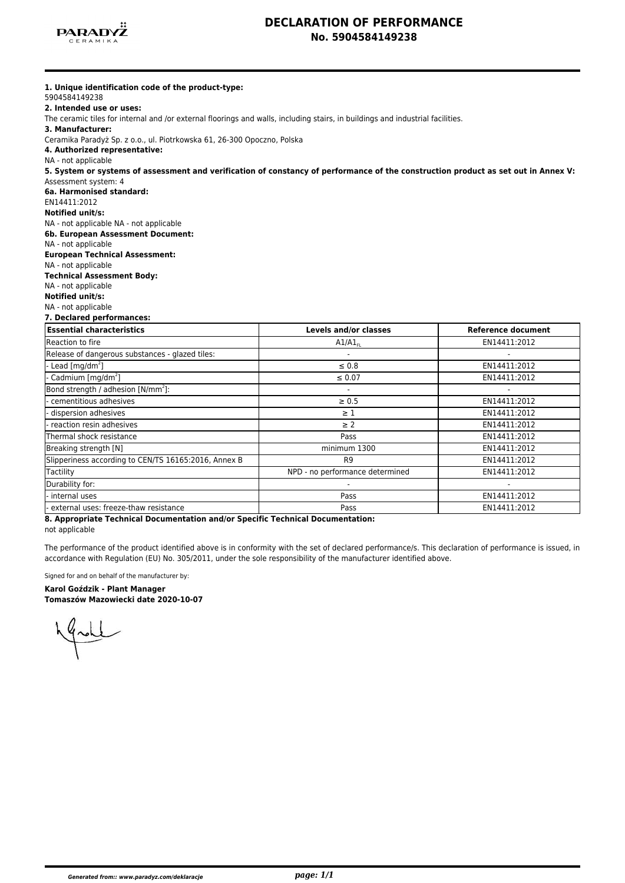# DECLARATION OF PERFORMANCE
## No. 5904584149238

**1. Unique identification code of the product-type:**
5904584149238

**2. Intended use or uses:**
The ceramic tiles for internal and /or external floorings and walls, including stairs, in buildings and industrial facilities.

**3. Manufacturer:**
Ceramika Paradyż Sp. z o.o., ul. Piotrkowska 61, 26-300 Opoczno, Polska

**4. Authorized representative:**
NA - not applicable

**5. System or systems of assessment and verification of constancy of performance of the construction product as set out in Annex V:**
Assessment system: 4

**6a. Harmonised standard:**
EN14411:2012

**Notified unit/s:**
NA - not applicable NA - not applicable

**6b. European Assessment Document:**
NA - not applicable

**European Technical Assessment:**
NA - not applicable

**Technical Assessment Body:**
NA - not applicable

**Notified unit/s:**
NA - not applicable

**7. Declared performances:**

| Essential characteristics | Levels and/or classes | Reference document |
|---|---|---|
| Reaction to fire | $A1/A1_{FL}$ | EN14411:2012 |
| Release of dangerous substances - glazed tiles: | - | - |
| - Lead [mg/dm$^2$] | ≤ 0.8 | EN14411:2012 |
| - Cadmium [mg/dm$^2$] | ≤ 0.07 | EN14411:2012 |
| Bond strength / adhesion [N/mm$^2$]: | - | - |
| - cementitious adhesives | ≥ 0.5 | EN14411:2012 |
| - dispersion adhesives | ≥ 1 | EN14411:2012 |
| - reaction resin adhesives | ≥ 2 | EN14411:2012 |
| Thermal shock resistance | Pass | EN14411:2012 |
| Breaking strength [N] | minimum 1300 | EN14411:2012 |
| Slipperiness according to CEN/TS 16165:2016, Annex B | R9 | EN14411:2012 |
| Tactility | NPD - no performance determined | EN14411:2012 |
| Durability for: | - | - |
| - internal uses | Pass | EN14411:2012 |
| - external uses: freeze-thaw resistance | Pass | EN14411:2012 |

**8. Appropriate Technical Documentation and/or Specific Technical Documentation:**
not applicable

The performance of the product identified above is in conformity with the set of declared performance/s. This declaration of performance is issued, in accordance with Regulation (EU) No. 305/2011, under the sole responsibility of the manufacturer identified above.

Signed for and on behalf of the manufacturer by:

**Karol Goździk - Plant Manager**
**Tomaszów Mazowiecki date 2020-10-07**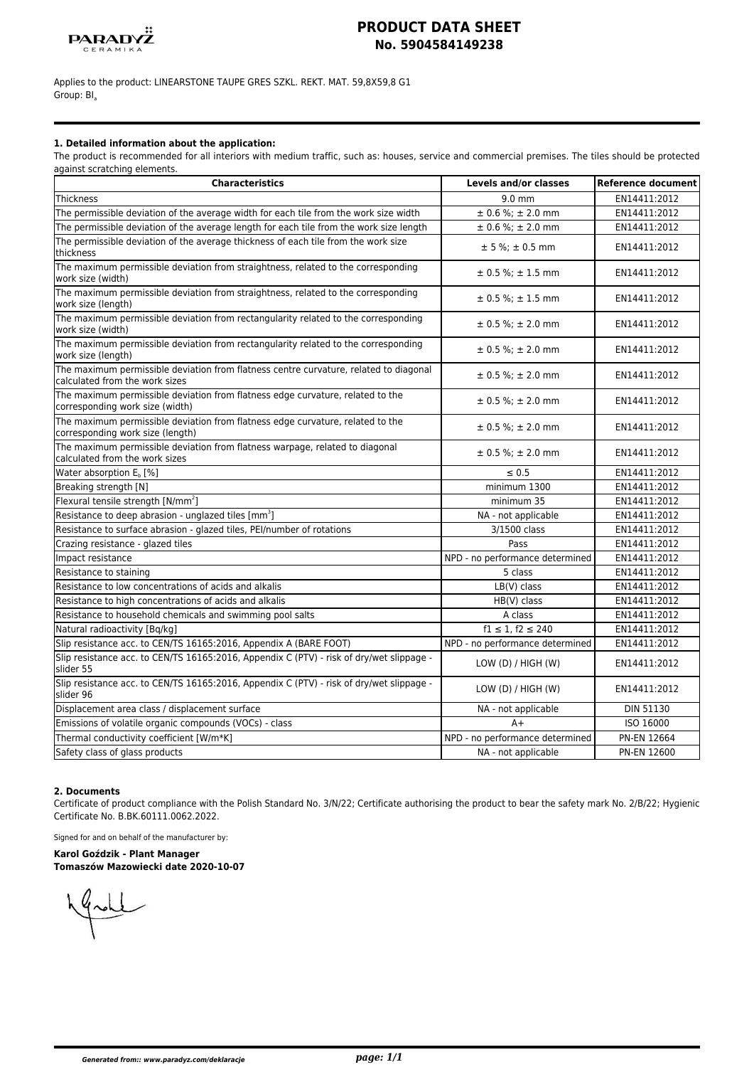# PRODUCT DATA SHEET

## No. 5904584149238

Applies to the product: LINEARSTONE TAUPE GRES SZKL. REKT. MAT. 59,8X59,8 G1
Group: $BI_a$

### 1. Detailed information about the application:

The product is recommended for all interiors with medium traffic, such as: houses, service and commercial premises. The tiles should be protected against scratching elements.

| Characteristics | Levels and/or classes | Reference document |
|---|---|---|
| Thickness | 9.0 mm | EN14411:2012 |
| The permissible deviation of the average width for each tile from the work size width | ± 0.6 %; ± 2.0 mm | EN14411:2012 |
| The permissible deviation of the average length for each tile from the work size length | ± 0.6 %; ± 2.0 mm | EN14411:2012 |
| The permissible deviation of the average thickness of each tile from the work size thickness | ± 5 %; ± 0.5 mm | EN14411:2012 |
| The maximum permissible deviation from straightness, related to the corresponding work size (width) | ± 0.5 %; ± 1.5 mm | EN14411:2012 |
| The maximum permissible deviation from straightness, related to the corresponding work size (length) | ± 0.5 %; ± 1.5 mm | EN14411:2012 |
| The maximum permissible deviation from rectangularity related to the corresponding work size (width) | ± 0.5 %; ± 2.0 mm | EN14411:2012 |
| The maximum permissible deviation from rectangularity related to the corresponding work size (length) | ± 0.5 %; ± 2.0 mm | EN14411:2012 |
| The maximum permissible deviation from flatness centre curvature, related to diagonal calculated from the work sizes | ± 0.5 %; ± 2.0 mm | EN14411:2012 |
| The maximum permissible deviation from flatness edge curvature, related to the corresponding work size (width) | ± 0.5 %; ± 2.0 mm | EN14411:2012 |
| The maximum permissible deviation from flatness edge curvature, related to the corresponding work size (length) | ± 0.5 %; ± 2.0 mm | EN14411:2012 |
| The maximum permissible deviation from flatness warpage, related to diagonal calculated from the work sizes | ± 0.5 %; ± 2.0 mm | EN14411:2012 |
| Water absorption $E_b$ [%] | ≤ 0.5 | EN14411:2012 |
| Breaking strength [N] | minimum 1300 | EN14411:2012 |
| Flexural tensile strength [$N/mm^2$] | minimum 35 | EN14411:2012 |
| Resistance to deep abrasion - unglazed tiles [$mm^3$] | NA - not applicable | EN14411:2012 |
| Resistance to surface abrasion - glazed tiles, PEI/number of rotations | 3/1500 class | EN14411:2012 |
| Crazing resistance - glazed tiles | Pass | EN14411:2012 |
| Impact resistance | NPD - no performance determined | EN14411:2012 |
| Resistance to staining | 5 class | EN14411:2012 |
| Resistance to low concentrations of acids and alkalis | LB(V) class | EN14411:2012 |
| Resistance to high concentrations of acids and alkalis | HB(V) class | EN14411:2012 |
| Resistance to household chemicals and swimming pool salts | A class | EN14411:2012 |
| Natural radioactivity [Bq/kg] | f1 ≤ 1, f2 ≤ 240 | EN14411:2012 |
| Slip resistance acc. to CEN/TS 16165:2016, Appendix A (BARE FOOT) | NPD - no performance determined | EN14411:2012 |
| Slip resistance acc. to CEN/TS 16165:2016, Appendix C (PTV) - risk of dry/wet slippage - slider 55 | LOW (D) / HIGH (W) | EN14411:2012 |
| Slip resistance acc. to CEN/TS 16165:2016, Appendix C (PTV) - risk of dry/wet slippage - slider 96 | LOW (D) / HIGH (W) | EN14411:2012 |
| Displacement area class / displacement surface | NA - not applicable | DIN 51130 |
| Emissions of volatile organic compounds (VOCs) - class | A+ | ISO 16000 |
| Thermal conductivity coefficient [W/m*K] | NPD - no performance determined | PN-EN 12664 |
| Safety class of glass products | NA - not applicable | PN-EN 12600 |

### 2. Documents

Certificate of product compliance with the Polish Standard No. 3/N/22; Certificate authorising the product to bear the safety mark No. 2/B/22; Hygienic Certificate No. B.BK.60111.0062.2022.

Signed for and on behalf of the manufacturer by:

**Karol Goździk - Plant Manager**
**Tomaszów Mazowiecki date 2020-10-07**